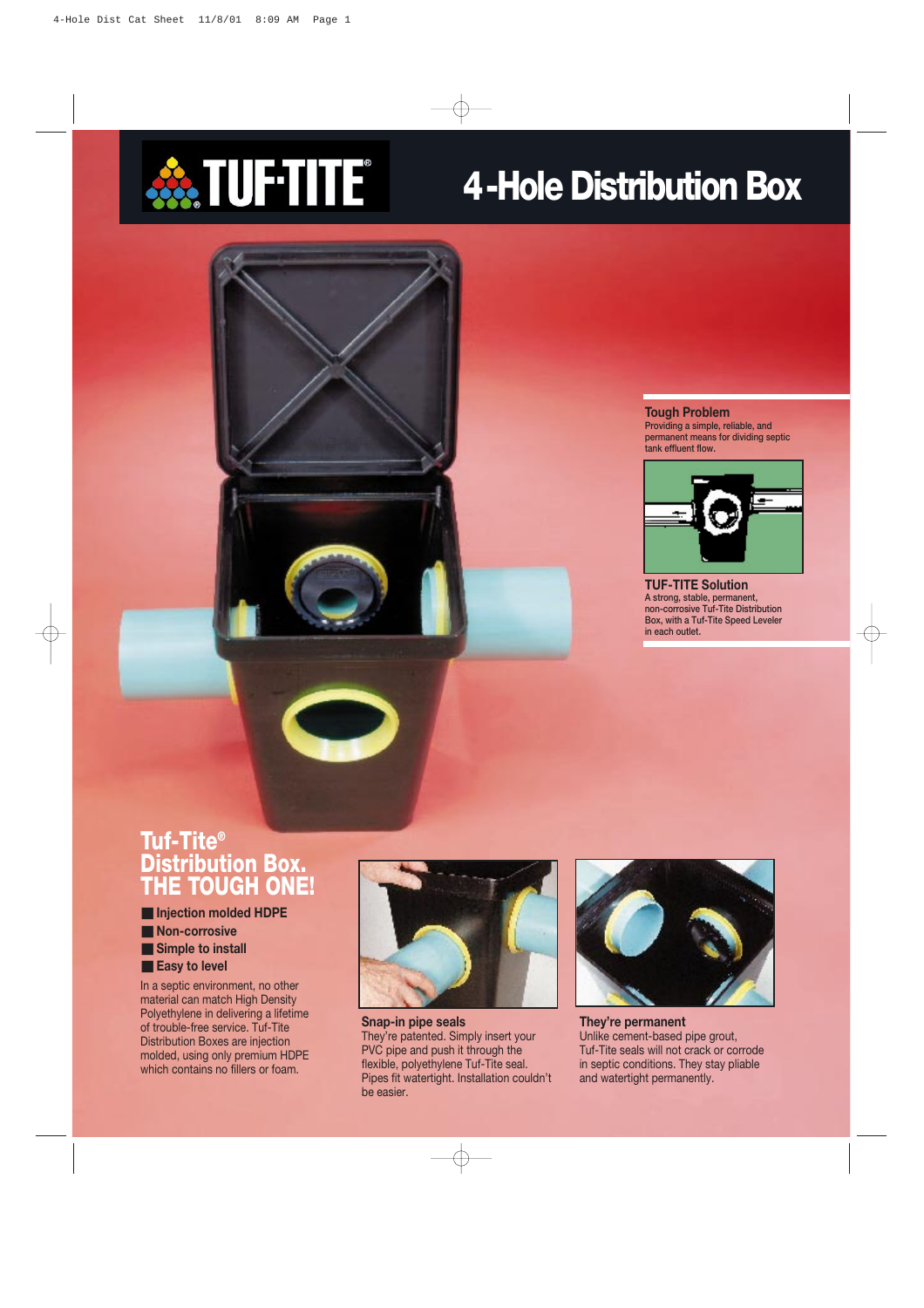# TUF-TITE® 4-Hole Distribution Box

### Tough Problem

Providing a simple, reliable, and permanent means for dividing septic tank effluent flow.

### TUF-TITE Solution

A strong, stable, permanent, non-corrosive Tuf-Tite Distribution Box, with a Tuf-Tite Speed Leveler in each outlet.

## Tuf-Tite® Distribution Box. THE TOUGH ONE!

- Injection molded HDPE
- Non-corrosive
- Simple to install
- Easy to level

In a septic environment, no other material can match High Density Polyethylene in delivering a lifetime of trouble-free service. Tuf-Tite Distribution Boxes are injection molded, using only premium HDPE which contains no fillers or foam.

### Snap-in pipe seals

They're patented. Simply insert your PVC pipe and push it through the flexible, polyethylene Tuf-Tite seal. Pipes fit watertight. Installation couldn't be easier.

### They're permanent

Unlike cement-based pipe grout, Tuf-Tite seals will not crack or corrode in septic conditions. They stay pliable and watertight permanently.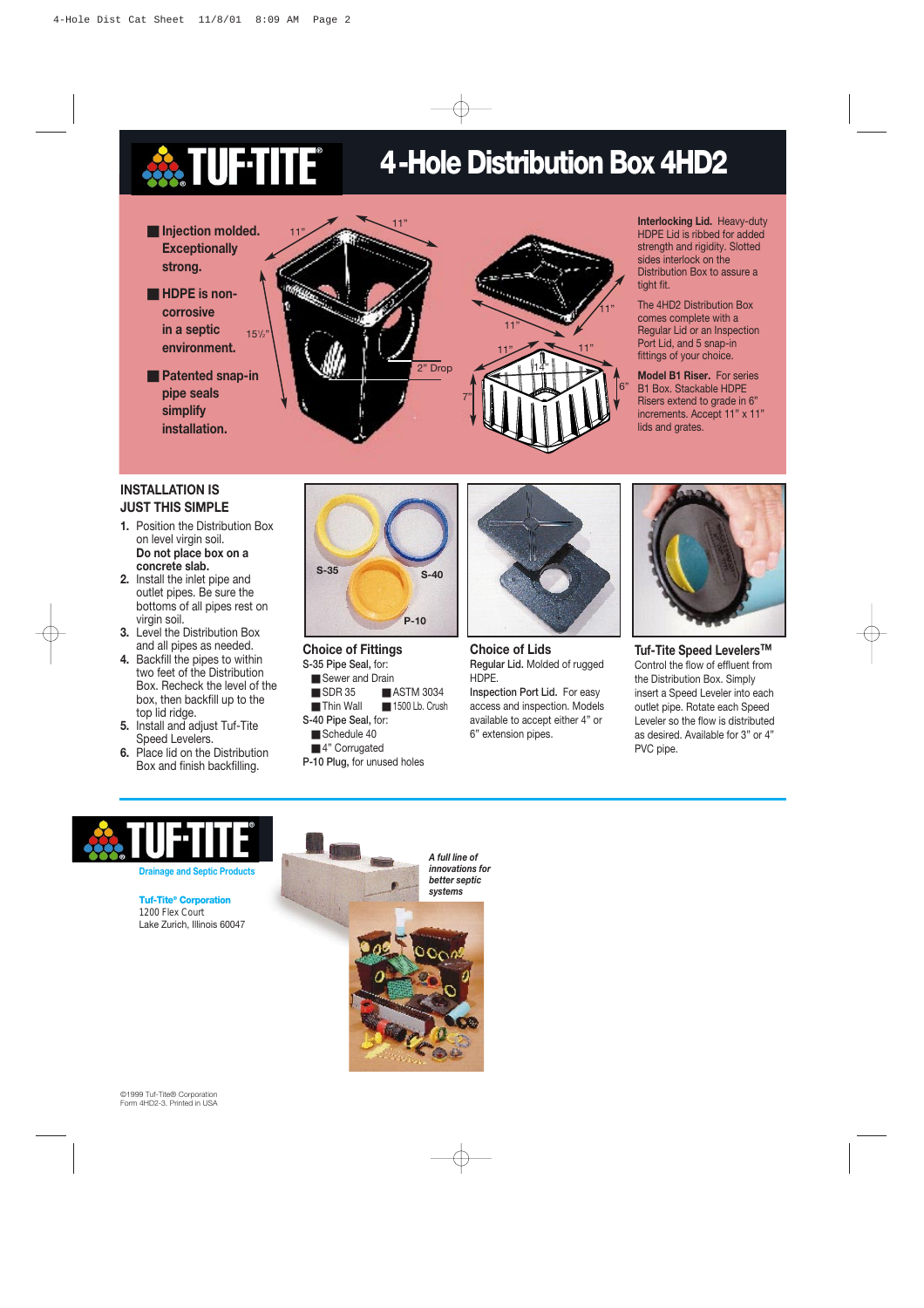# TUF-TITE® 4-Hole Distribution Box 4HD2

- **Injection molded. Exceptionally strong.**
- **HDPE is non-corrosive in a septic environment.**
- **Patented snap-in pipe seals simplify installation.**

11"

11"

15½"

2" Drop

11"

11"

11"

11"

14"

7"

6"

**Interlocking Lid.** Heavy-duty HDPE Lid is ribbed for added strength and rigidity. Slotted sides interlock on the Distribution Box to assure a tight fit.

The 4HD2 Distribution Box comes complete with a Regular Lid or an Inspection Port Lid, and 5 snap-in fittings of your choice.

**Model B1 Riser.** For series B1 Box. Stackable HDPE Risers extend to grade in 6" increments. Accept 11" x 11" lids and grates.

## INSTALLATION IS JUST THIS SIMPLE

1. Position the Distribution Box on level virgin soil. **Do not place box on a concrete slab.**
2. Install the inlet pipe and outlet pipes. Be sure the bottoms of all pipes rest on virgin soil.
3. Level the Distribution Box and all pipes as needed.
4. Backfill the pipes to within two feet of the Distribution Box. Recheck the level of the box, then backfill up to the top lid ridge.
5. Install and adjust Tuf-Tite Speed Levelers.
6. Place lid on the Distribution Box and finish backfilling.

S-35

S-40

P-10

### Choice of Fittings

**S-35 Pipe Seal,** for:

- Sewer and Drain
- SDR 35
- ASTM 3034
- Thin Wall
- 1500 Lb. Crush

**S-40 Pipe Seal,** for:

- Schedule 40
- 4" Corrugated

**P-10 Plug,** for unused holes

### Choice of Lids

**Regular Lid.** Molded of rugged HDPE.

**Inspection Port Lid.** For easy access and inspection. Models available to accept either 4" or 6" extension pipes.

### Tuf-Tite Speed Levelers™

Control the flow of effluent from the Distribution Box. Simply insert a Speed Leveler into each outlet pipe. Rotate each Speed Leveler so the flow is distributed as desired. Available for 3" or 4" PVC pipe.

---

**TUF-TITE®**

Drainage and Septic Products

**Tuf-Tite® Corporation**
1200 Flex Court
Lake Zurich, Illinois 60047

*A full line of innovations for better septic systems*

©1999 Tuf-Tite® Corporation
Form 4HD2-3. Printed in USA